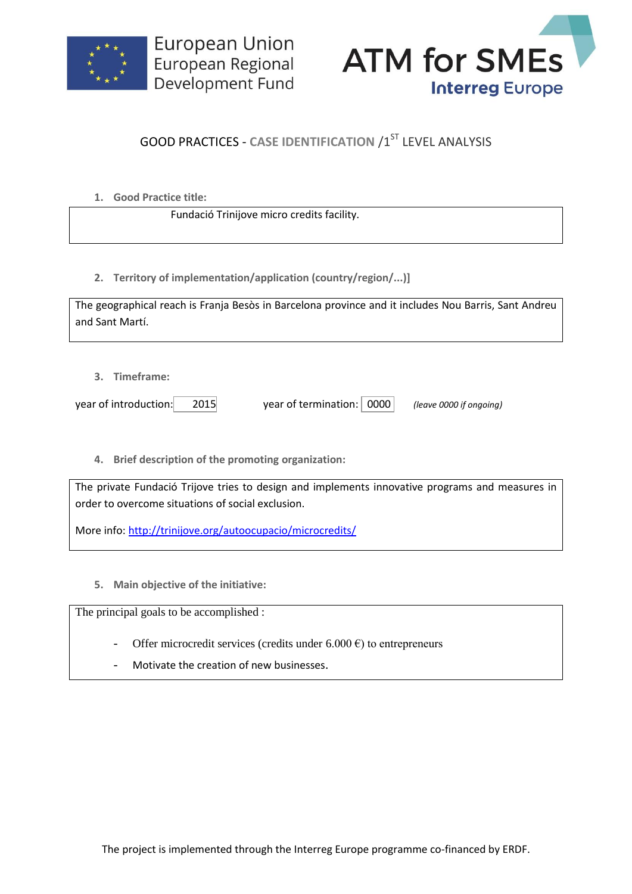European Union
European Regional
Development Fund

ATM for SMEs
Interreg Europe

GOOD PRACTICES - CASE IDENTIFICATION /1ST LEVEL ANALYSIS

**1. Good Practice title:**

Fundació Trinijove micro credits facility.

**2. Territory of implementation/application (country/region/...)]**

The geographical reach is Franja Besòs in Barcelona province and it includes Nou Barris, Sant Andreu and Sant Martí.

**3. Timeframe:**

year of introduction: 2015 year of termination: 0000 *(leave 0000 if ongoing)*

**4. Brief description of the promoting organization:**

The private Fundació Trijove tries to design and implements innovative programs and measures in order to overcome situations of social exclusion.

More info: http://trinijove.org/autoocupacio/microcredits/

**5. Main objective of the initiative:**

The principal goals to be accomplished :

- Offer microcredit services (credits under 6.000 €) to entrepreneurs
- Motivate the creation of new businesses.

The project is implemented through the Interreg Europe programme co-financed by ERDF.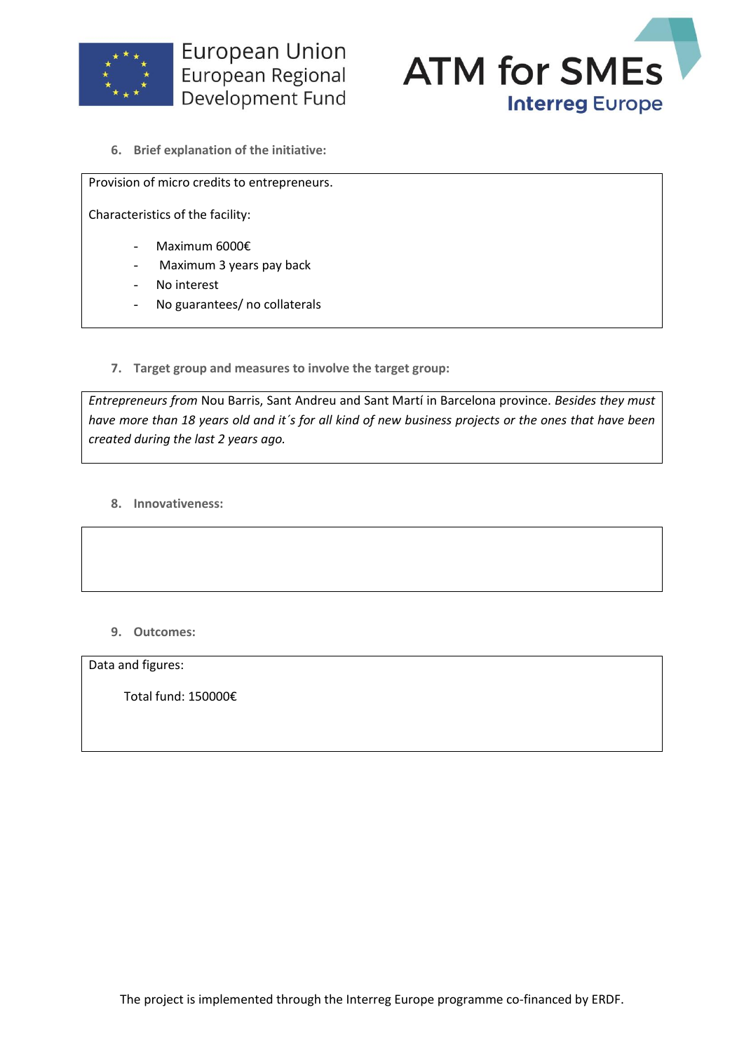6. **Brief explanation of the initiative:**

Provision of micro credits to entrepreneurs.

Characteristics of the facility:

- Maximum 6000€
- Maximum 3 years pay back
- No interest
- No guarantees/ no collaterals

7. **Target group and measures to involve the target group:**

*Entrepreneurs from* Nou Barris, Sant Andreu and Sant Martí in Barcelona province. *Besides they must have more than 18 years old and it´s for all kind of new business projects or the ones that have been created during the last 2 years ago.*

8. **Innovativeness:**

9. **Outcomes:**

Data and figures:

Total fund: 150000€

The project is implemented through the Interreg Europe programme co-financed by ERDF.